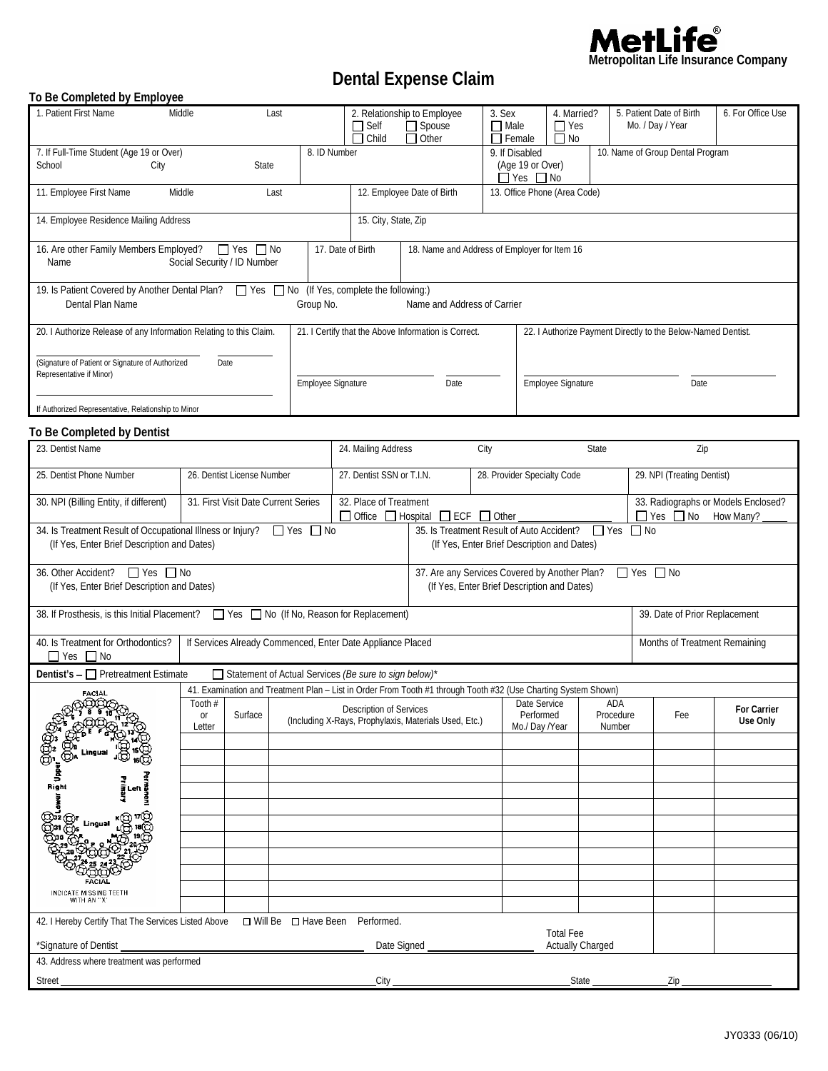**MetLife®**
**Metropolitan Life Insurance Company**

# Dental Expense Claim

## To Be Completed by Employee

| 1. Patient First Name Middle Last | 2. Relationship to Employee ☐ Self ☐ Spouse ☐ Child ☐ Other | 3. Sex ☐ Male ☐ Female | 4. Married? ☐ Yes ☐ No | 5. Patient Date of Birth Mo. / Day / Year | 6. For Office Use |
|---|---|---|---|---|---|
| 7. If Full-Time Student (Age 19 or Over) School City State | 8. ID Number | 9. If Disabled (Age 19 or Over) ☐ Yes ☐ No | 10. Name of Group Dental Program | | |
| 11. Employee First Name Middle Last | 12. Employee Date of Birth | 13. Office Phone (Area Code) | | | |
| 14. Employee Residence Mailing Address | 15. City, State, Zip | | | | |
| 16. Are other Family Members Employed? ☐ Yes ☐ No Name Social Security / ID Number | 17. Date of Birth | 18. Name and Address of Employer for Item 16 | | | |
| 19. Is Patient Covered by Another Dental Plan? ☐ Yes ☐ No (If Yes, complete the following:) Dental Plan Name Group No. Name and Address of Carrier | | | | | |

| 20. I Authorize Release of any Information Relating to this Claim. | 21. I Certify that the Above Information is Correct. | 22. I Authorize Payment Directly to the Below-Named Dentist. |
|---|---|---|
| (Signature of Patient or Signature of Authorized Representative if Minor) Date | Employee Signature Date | Employee Signature Date |
| If Authorized Representative, Relationship to Minor | | |

## To Be Completed by Dentist

| 23. Dentist Name | | 24. Mailing Address City State Zip | | |
|---|---|---|---|---|
| 25. Dentist Phone Number | 26. Dentist License Number | 27. Dentist SSN or T.I.N. | 28. Provider Specialty Code | 29. NPI (Treating Dentist) |
| 30. NPI (Billing Entity, if different) | 31. First Visit Date Current Series | 32. Place of Treatment ☐ Office ☐ Hospital ☐ ECF ☐ Other ______ | | 33. Radiographs or Models Enclosed? ☐ Yes ☐ No How Many? ____ |

| 34. Is Treatment Result of Occupational Illness or Injury? ☐ Yes ☐ No (If Yes, Enter Brief Description and Dates) | 35. Is Treatment Result of Auto Accident? ☐ Yes ☐ No (If Yes, Enter Brief Description and Dates) |
|---|---|
| 36. Other Accident? ☐ Yes ☐ No (If Yes, Enter Brief Description and Dates) | 37. Are any Services Covered by Another Plan? ☐ Yes ☐ No (If Yes, Enter Brief Description and Dates) |

| 38. If Prosthesis, is this Initial Placement? ☐ Yes ☐ No (If No, Reason for Replacement) | | 39. Date of Prior Replacement |
|---|---|---|
| 40. Is Treatment for Orthodontics? ☐ Yes ☐ No | If Services Already Commenced, Enter Date Appliance Placed | Months of Treatment Remaining |

**Dentist's –** ☐ Pretreatment Estimate ☐ Statement of Actual Services *(Be sure to sign below)**

41. Examination and Treatment Plan – List in Order From Tooth #1 through Tooth #32 (Use Charting System Shown)

FACIAL / Upper / Lower / Right / Left / Lingual / Primary / Permanent — INDICATE MISSING TEETH WITH AN "X"

| Tooth # or Letter | Surface | Description of Services (Including X-Rays, Prophylaxis, Materials Used, Etc.) | Date Service Performed Mo./ Day /Year | ADA Procedure Number | Fee | For Carrier Use Only |
|---|---|---|---|---|---|---|
| | | | | | | |
| | | | | | | |
| | | | | | | |
| | | | | | | |
| | | | | | | |
| | | | | | | |
| | | | | | | |
| | | | | | | |
| | | | | | | |
| | | | | | | |
| | | | | | | |

42. I Hereby Certify That The Services Listed Above ☐ Will Be ☐ Have Been Performed.

*Signature of Dentist ______________ Date Signed ______________ Total Fee Actually Charged ______

43. Address where treatment was performed

Street ______________ City ______________ State ______ Zip ______

JY0333 (06/10)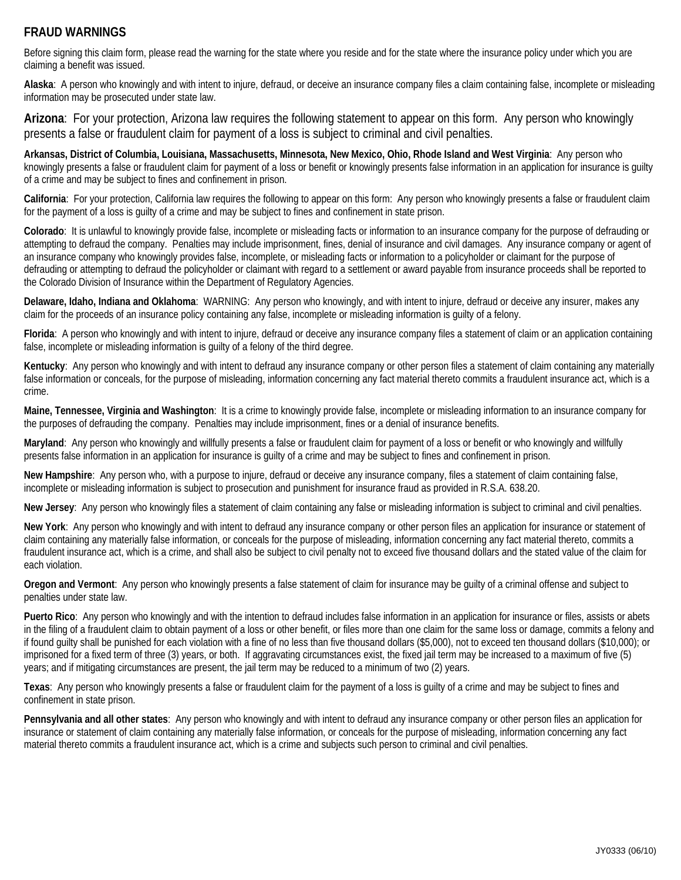## FRAUD WARNINGS

Before signing this claim form, please read the warning for the state where you reside and for the state where the insurance policy under which you are claiming a benefit was issued.

**Alaska**: A person who knowingly and with intent to injure, defraud, or deceive an insurance company files a claim containing false, incomplete or misleading information may be prosecuted under state law.

**Arizona**: For your protection, Arizona law requires the following statement to appear on this form. Any person who knowingly presents a false or fraudulent claim for payment of a loss is subject to criminal and civil penalties.

**Arkansas, District of Columbia, Louisiana, Massachusetts, Minnesota, New Mexico, Ohio, Rhode Island and West Virginia**: Any person who knowingly presents a false or fraudulent claim for payment of a loss or benefit or knowingly presents false information in an application for insurance is guilty of a crime and may be subject to fines and confinement in prison.

**California**: For your protection, California law requires the following to appear on this form: Any person who knowingly presents a false or fraudulent claim for the payment of a loss is guilty of a crime and may be subject to fines and confinement in state prison.

**Colorado**: It is unlawful to knowingly provide false, incomplete or misleading facts or information to an insurance company for the purpose of defrauding or attempting to defraud the company. Penalties may include imprisonment, fines, denial of insurance and civil damages. Any insurance company or agent of an insurance company who knowingly provides false, incomplete, or misleading facts or information to a policyholder or claimant for the purpose of defrauding or attempting to defraud the policyholder or claimant with regard to a settlement or award payable from insurance proceeds shall be reported to the Colorado Division of Insurance within the Department of Regulatory Agencies.

**Delaware, Idaho, Indiana and Oklahoma**: WARNING: Any person who knowingly, and with intent to injure, defraud or deceive any insurer, makes any claim for the proceeds of an insurance policy containing any false, incomplete or misleading information is guilty of a felony.

**Florida**: A person who knowingly and with intent to injure, defraud or deceive any insurance company files a statement of claim or an application containing false, incomplete or misleading information is guilty of a felony of the third degree.

**Kentucky**: Any person who knowingly and with intent to defraud any insurance company or other person files a statement of claim containing any materially false information or conceals, for the purpose of misleading, information concerning any fact material thereto commits a fraudulent insurance act, which is a crime.

**Maine, Tennessee, Virginia and Washington**: It is a crime to knowingly provide false, incomplete or misleading information to an insurance company for the purposes of defrauding the company. Penalties may include imprisonment, fines or a denial of insurance benefits.

**Maryland**: Any person who knowingly and willfully presents a false or fraudulent claim for payment of a loss or benefit or who knowingly and willfully presents false information in an application for insurance is guilty of a crime and may be subject to fines and confinement in prison.

**New Hampshire**: Any person who, with a purpose to injure, defraud or deceive any insurance company, files a statement of claim containing false, incomplete or misleading information is subject to prosecution and punishment for insurance fraud as provided in R.S.A. 638.20.

**New Jersey**: Any person who knowingly files a statement of claim containing any false or misleading information is subject to criminal and civil penalties.

**New York**: Any person who knowingly and with intent to defraud any insurance company or other person files an application for insurance or statement of claim containing any materially false information, or conceals for the purpose of misleading, information concerning any fact material thereto, commits a fraudulent insurance act, which is a crime, and shall also be subject to civil penalty not to exceed five thousand dollars and the stated value of the claim for each violation.

**Oregon and Vermont**: Any person who knowingly presents a false statement of claim for insurance may be guilty of a criminal offense and subject to penalties under state law.

**Puerto Rico**: Any person who knowingly and with the intention to defraud includes false information in an application for insurance or files, assists or abets in the filing of a fraudulent claim to obtain payment of a loss or other benefit, or files more than one claim for the same loss or damage, commits a felony and if found guilty shall be punished for each violation with a fine of no less than five thousand dollars ($5,000), not to exceed ten thousand dollars ($10,000); or imprisoned for a fixed term of three (3) years, or both. If aggravating circumstances exist, the fixed jail term may be increased to a maximum of five (5) years; and if mitigating circumstances are present, the jail term may be reduced to a minimum of two (2) years.

**Texas**: Any person who knowingly presents a false or fraudulent claim for the payment of a loss is guilty of a crime and may be subject to fines and confinement in state prison.

**Pennsylvania and all other states**: Any person who knowingly and with intent to defraud any insurance company or other person files an application for insurance or statement of claim containing any materially false information, or conceals for the purpose of misleading, information concerning any fact material thereto commits a fraudulent insurance act, which is a crime and subjects such person to criminal and civil penalties.

JY0333 (06/10)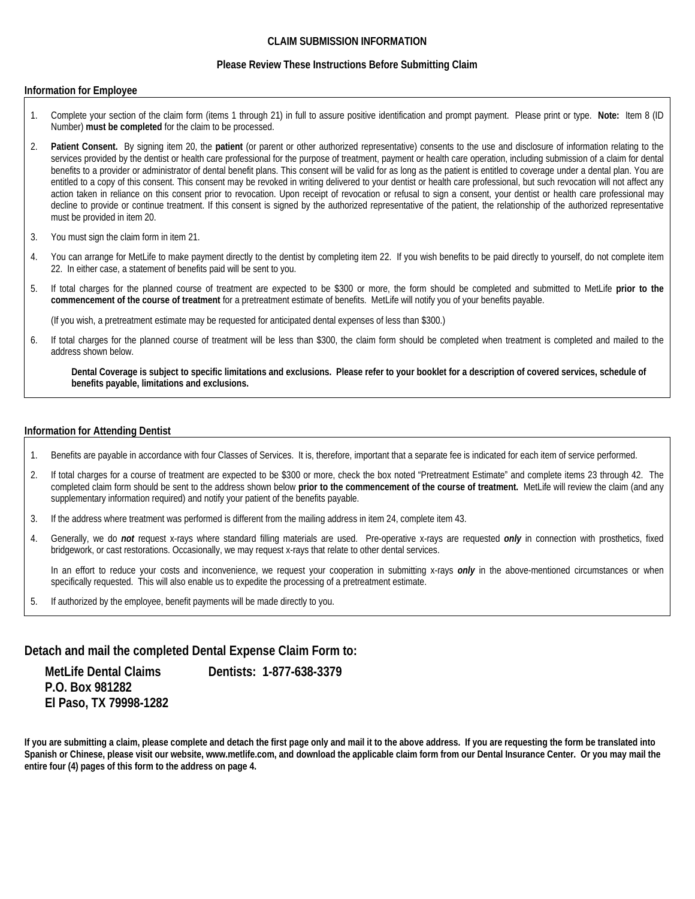# CLAIM SUBMISSION INFORMATION

**Please Review These Instructions Before Submitting Claim**

## Information for Employee

1. Complete your section of the claim form (items 1 through 21) in full to assure positive identification and prompt payment. Please print or type. **Note:** Item 8 (ID Number) **must be completed** for the claim to be processed.
2. **Patient Consent.** By signing item 20, the **patient** (or parent or other authorized representative) consents to the use and disclosure of information relating to the services provided by the dentist or health care professional for the purpose of treatment, payment or health care operation, including submission of a claim for dental benefits to a provider or administrator of dental benefit plans. This consent will be valid for as long as the patient is entitled to coverage under a dental plan. You are entitled to a copy of this consent. This consent may be revoked in writing delivered to your dentist or health care professional, but such revocation will not affect any action taken in reliance on this consent prior to revocation. Upon receipt of revocation or refusal to sign a consent, your dentist or health care professional may decline to provide or continue treatment. If this consent is signed by the authorized representative of the patient, the relationship of the authorized representative must be provided in item 20.
3. You must sign the claim form in item 21.
4. You can arrange for MetLife to make payment directly to the dentist by completing item 22. If you wish benefits to be paid directly to yourself, do not complete item 22. In either case, a statement of benefits paid will be sent to you.
5. If total charges for the planned course of treatment are expected to be $300 or more, the form should be completed and submitted to MetLife **prior to the commencement of the course of treatment** for a pretreatment estimate of benefits. MetLife will notify you of your benefits payable.

   (If you wish, a pretreatment estimate may be requested for anticipated dental expenses of less than $300.)
6. If total charges for the planned course of treatment will be less than $300, the claim form should be completed when treatment is completed and mailed to the address shown below.

   **Dental Coverage is subject to specific limitations and exclusions. Please refer to your booklet for a description of covered services, schedule of benefits payable, limitations and exclusions.**

## Information for Attending Dentist

1. Benefits are payable in accordance with four Classes of Services. It is, therefore, important that a separate fee is indicated for each item of service performed.
2. If total charges for a course of treatment are expected to be $300 or more, check the box noted "Pretreatment Estimate" and complete items 23 through 42. The completed claim form should be sent to the address shown below **prior to the commencement of the course of treatment.** MetLife will review the claim (and any supplementary information required) and notify your patient of the benefits payable.
3. If the address where treatment was performed is different from the mailing address in item 24, complete item 43.
4. Generally, we do ***not*** request x-rays where standard filling materials are used. Pre-operative x-rays are requested ***only*** in connection with prosthetics, fixed bridgework, or cast restorations. Occasionally, we may request x-rays that relate to other dental services.

   In an effort to reduce your costs and inconvenience, we request your cooperation in submitting x-rays ***only*** in the above-mentioned circumstances or when specifically requested. This will also enable us to expedite the processing of a pretreatment estimate.
5. If authorized by the employee, benefit payments will be made directly to you.

## Detach and mail the completed Dental Expense Claim Form to:

**MetLife Dental Claims**
**P.O. Box 981282**
**El Paso, TX 79998-1282**

**Dentists: 1-877-638-3379**

**If you are submitting a claim, please complete and detach the first page only and mail it to the above address. If you are requesting the form be translated into Spanish or Chinese, please visit our website, www.metlife.com, and download the applicable claim form from our Dental Insurance Center. Or you may mail the entire four (4) pages of this form to the address on page 4.**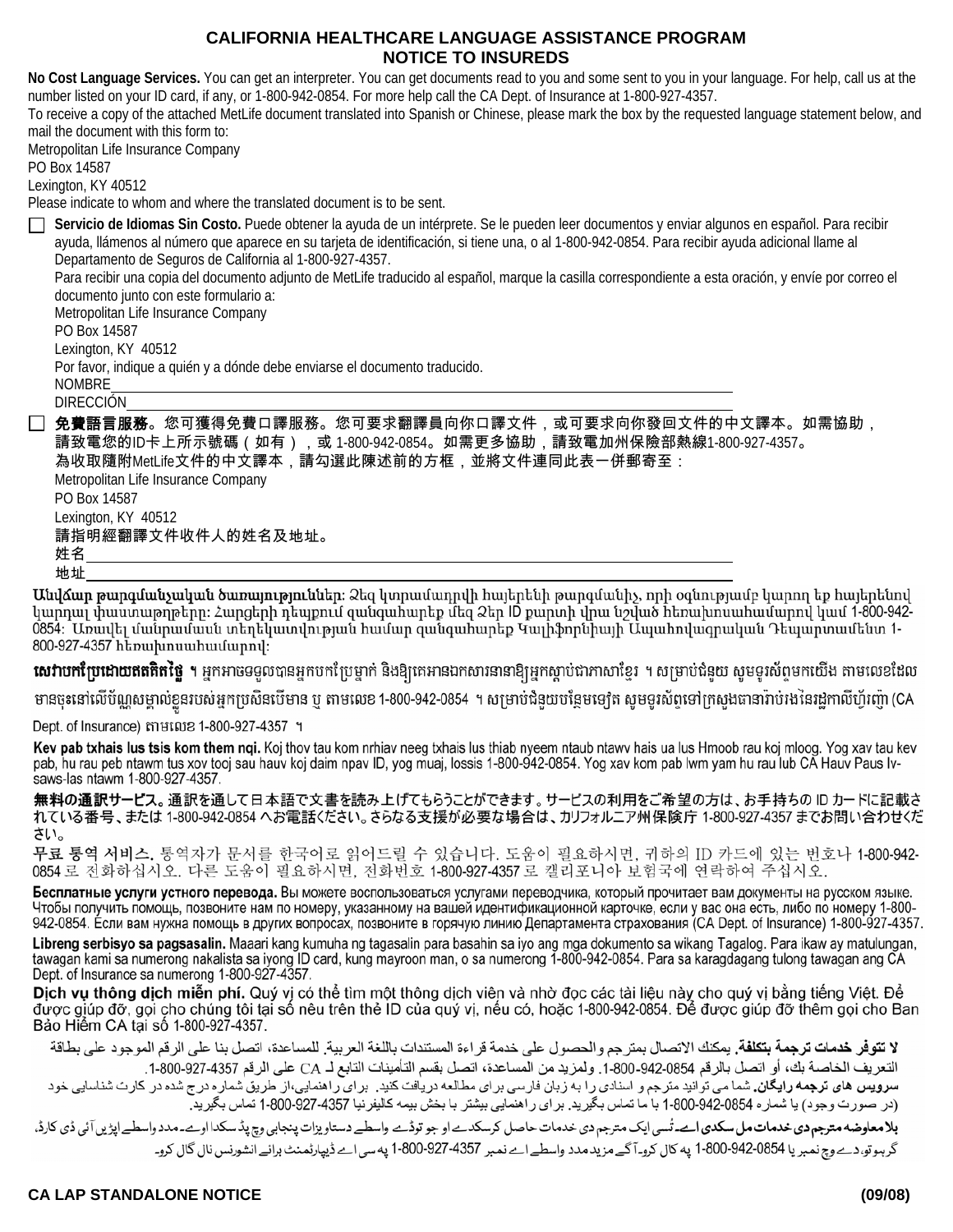## CALIFORNIA HEALTHCARE LANGUAGE ASSISTANCE PROGRAM
## NOTICE TO INSUREDS

**No Cost Language Services.** You can get an interpreter. You can get documents read to you and some sent to you in your language. For help, call us at the number listed on your ID card, if any, or 1-800-942-0854. For more help call the CA Dept. of Insurance at 1-800-927-4357.

To receive a copy of the attached MetLife document translated into Spanish or Chinese, please mark the box by the requested language statement below, and mail the document with this form to:

Metropolitan Life Insurance Company
PO Box 14587
Lexington, KY 40512

Please indicate to whom and where the translated document is to be sent.

☐ **Servicio de Idiomas Sin Costo.** Puede obtener la ayuda de un intérprete. Se le pueden leer documentos y enviar algunos en español. Para recibir ayuda, llámenos al número que aparece en su tarjeta de identificación, si tiene una, o al 1-800-942-0854. Para recibir ayuda adicional llame al Departamento de Seguros de California al 1-800-927-4357.

Para recibir una copia del documento adjunto de MetLife traducido al español, marque la casilla correspondiente a esta oración, y envíe por correo el documento junto con este formulario a:

Metropolitan Life Insurance Company
PO Box 14587
Lexington, KY 40512

Por favor, indique a quién y a dónde debe enviarse el documento traducido.

NOMBRE ______________________________

DIRECCIÓN ______________________________

☐ **免費語言服務。**您可獲得免費口譯服務。您可要求翻譯員向你口譯文件，或可要求向你發回文件的中文譯本。如需協助，請致電您的ID卡上所示號碼（如有），或 1-800-942-0854。如需更多協助，請致電加州保險部熱線1-800-927-4357。

為收取隨附MetLife文件的中文譯本，請勾選此陳述前的方框，並將文件連同此表一併郵寄至：

Metropolitan Life Insurance Company
PO Box 14587
Lexington, KY 40512

請指明經翻譯文件收件人的姓名及地址。

姓名 ______________________________

地址 ______________________________

**Անվճար թարգմանչական ծառայություններ:** Ձեզ կտրամադրվի հայերենի թարգմանիչ, որի օգնությամբ կարող եք հայերենով կարդալ փաստաթղթերը: Հարցերի դեպքում զանգահարեք մեզ Ձեր ID քարտի վրա նշված հեռախոսահամարով կամ 1-800-942-0854: Առավել մանրամասն տեղեկատվության համար զանգահարեք Կալիֆորնիայի Ապահովագրական Դեպարտամենտ 1-800-927-4357 հեռախոսահամարով:

**សេវាបកប្រែដោយឥតគិតថ្លៃ ។** អ្នកអាចទទួលបានអ្នកបកប្រែម្នាក់ និងឱ្យគេអានឯកសារនានាឱ្យអ្នកស្តាប់ជាភាសាខ្មែរ ។ សម្រាប់ជំនួយ សូមទូរស័ព្ទមកយើង តាមលេខដែលមានចុះនៅលើប័ណ្ណសម្គាល់ខ្លួនរបស់អ្នកប្រសិនបើមាន ឬ តាមលេខ 1-800-942-0854 ។ សម្រាប់ជំនួយបន្ថែមទៀត សូមទូរស័ព្ទទៅក្រសួងធានារ៉ាប់រងនៃរដ្ឋកាលីហ្វ័រញ៉ា (CA Dept. of Insurance) តាមលេខ 1-800-927-4357 ។

**Kev pab txhais lus tsis kom them nqi.** Koj thov tau kom nrhiav neeg txhais lus thiab nyeem ntaub ntawv hais ua lus Hmoob rau koj mloog. Yog xav tau kev pab, hu rau peb ntawm tus xov tooj sau hauv koj daim npav ID, yog muaj, lossis 1-800-942-0854. Yog xav kom pab lwm yam hu rau lub CA Hauv Paus Iv-saws-las ntawm 1-800-927-4357.

**無料の通訳サービス。**通訳を通して日本語で文書を読み上げてもらうことができます。サービスの利用をご希望の方は、お手持ちの ID カードに記載されている番号、または 1-800-942-0854 へお電話ください。さらなる支援が必要な場合は、カリフォルニア州保険庁 1-800-927-4357 までお問い合わせください。

**무료 통역 서비스.** 통역자가 문서를 한국어로 읽어드릴 수 있습니다. 도움이 필요하시면, 귀하의 ID 카드에 있는 번호나 1-800-942-0854 로 전화하십시오. 다른 도움이 필요하시면, 전화번호 1-800-927-4357 로 캘리포니아 보험국에 연락하여 주십시오.

**Бесплатные услуги устного перевода.** Вы можете воспользоваться услугами переводчика, который прочитает вам документы на русском языке. Чтобы получить помощь, позвоните нам по номеру, указанному на вашей идентификационной карточке, если у вас она есть, либо по номеру 1-800-942-0854. Если вам нужна помощь в других вопросах, позвоните в горячую линию Департамента страхования (CA Dept. of Insurance) 1-800-927-4357.

**Libreng serbisyo sa pagsasalin.** Maaari kang kumuha ng tagasalin para basahin sa iyo ang mga dokumento sa wikang Tagalog. Para ikaw ay matulungan, tawagan kami sa numerong nakalista sa iyong ID card, kung mayroon man, o sa numerong 1-800-942-0854. Para sa karagdagang tulong tawagan ang CA Dept. of Insurance sa numerong 1-800-927-4357.

**Dịch vụ thông dịch miễn phí.** Quý vị có thể tìm một thông dịch viên và nhờ đọc các tài liệu này cho quý vị bằng tiếng Việt. Để được giúp đỡ, gọi cho chúng tôi tại số nêu trên thẻ ID của quý vị, nếu có, hoặc 1-800-942-0854. Để được giúp đỡ thêm gọi cho Ban Bảo Hiểm CA tại số 1-800-927-4357.

**لا تتوفر خدمات ترجمة بتكلفة.** يمكنك الاتصال بمترجم والحصول على خدمة قراءة المستندات باللغة العربية. للمساعدة، اتصل بنا على الرقم الموجود على بطاقة التعريف الخاصة بك، أو اتصل بالرقم 1-800-942-0854. ولمزيد من المساعدة، اتصل بقسم التأمينات التابع لـ CA على الرقم 1-800-927-4357.

**سرویس های ترجمه رایگان.** شما می توانید مترجم و اسنادی را به زبان فارسی برای مطالعه دریافت کنید. برای راهنمایی،از طریق شماره درج شده در کارت شناسایی خود (در صورت وجود) یا شماره 1-800-942-0854 با ما تماس بگیرید. برای راهنمایی بیشتر با بخش بیمه کالیفرنیا 1-800-927-4357 تماس بگیرید.

**بلا معاوضہ مترجم دی خدمات مل سکدی اے۔** تُسی ایک مترجم دی خدمات حاصل کرسکدے او جو توڈے واسطے دستاویزات پنجابی وچ پڑھ سکدا اوے۔ مدد واسطے اپڑیں آئی ڈی کارڈ، گرہبوتو، دے وچ نمبر یا 1-800-942-0854 پہ کال کرو۔ آگے مزید مدد واسطے اے نمبر 1-800-927-4357 پہ سی اے ڈیپارٹمنٹ برائے انشورنس نال گال کرو۔

**CA LAP STANDALONE NOTICE** **(09/08)**